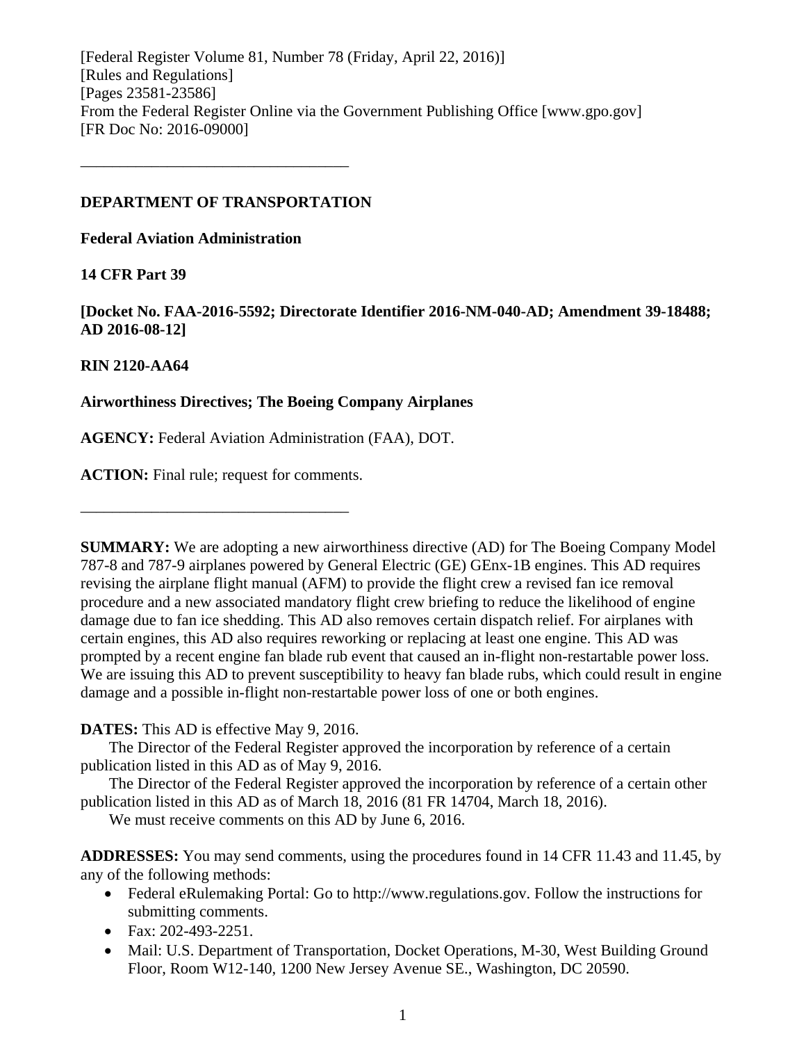[Federal Register Volume 81, Number 78 (Friday, April 22, 2016)]
[Rules and Regulations]
[Pages 23581-23586]
From the Federal Register Online via the Government Publishing Office [www.gpo.gov]
[FR Doc No: 2016-09000]

---

**DEPARTMENT OF TRANSPORTATION**

**Federal Aviation Administration**

**14 CFR Part 39**

**[Docket No. FAA-2016-5592; Directorate Identifier 2016-NM-040-AD; Amendment 39-18488; AD 2016-08-12]**

**RIN 2120-AA64**

**Airworthiness Directives; The Boeing Company Airplanes**

**AGENCY:** Federal Aviation Administration (FAA), DOT.

**ACTION:** Final rule; request for comments.

---

**SUMMARY:** We are adopting a new airworthiness directive (AD) for The Boeing Company Model 787-8 and 787-9 airplanes powered by General Electric (GE) GEnx-1B engines. This AD requires revising the airplane flight manual (AFM) to provide the flight crew a revised fan ice removal procedure and a new associated mandatory flight crew briefing to reduce the likelihood of engine damage due to fan ice shedding. This AD also removes certain dispatch relief. For airplanes with certain engines, this AD also requires reworking or replacing at least one engine. This AD was prompted by a recent engine fan blade rub event that caused an in-flight non-restartable power loss. We are issuing this AD to prevent susceptibility to heavy fan blade rubs, which could result in engine damage and a possible in-flight non-restartable power loss of one or both engines.

**DATES:** This AD is effective May 9, 2016.

The Director of the Federal Register approved the incorporation by reference of a certain publication listed in this AD as of May 9, 2016.

The Director of the Federal Register approved the incorporation by reference of a certain other publication listed in this AD as of March 18, 2016 (81 FR 14704, March 18, 2016).

We must receive comments on this AD by June 6, 2016.

**ADDRESSES:** You may send comments, using the procedures found in 14 CFR 11.43 and 11.45, by any of the following methods:

- Federal eRulemaking Portal: Go to http://www.regulations.gov. Follow the instructions for submitting comments.
- Fax: 202-493-2251.
- Mail: U.S. Department of Transportation, Docket Operations, M-30, West Building Ground Floor, Room W12-140, 1200 New Jersey Avenue SE., Washington, DC 20590.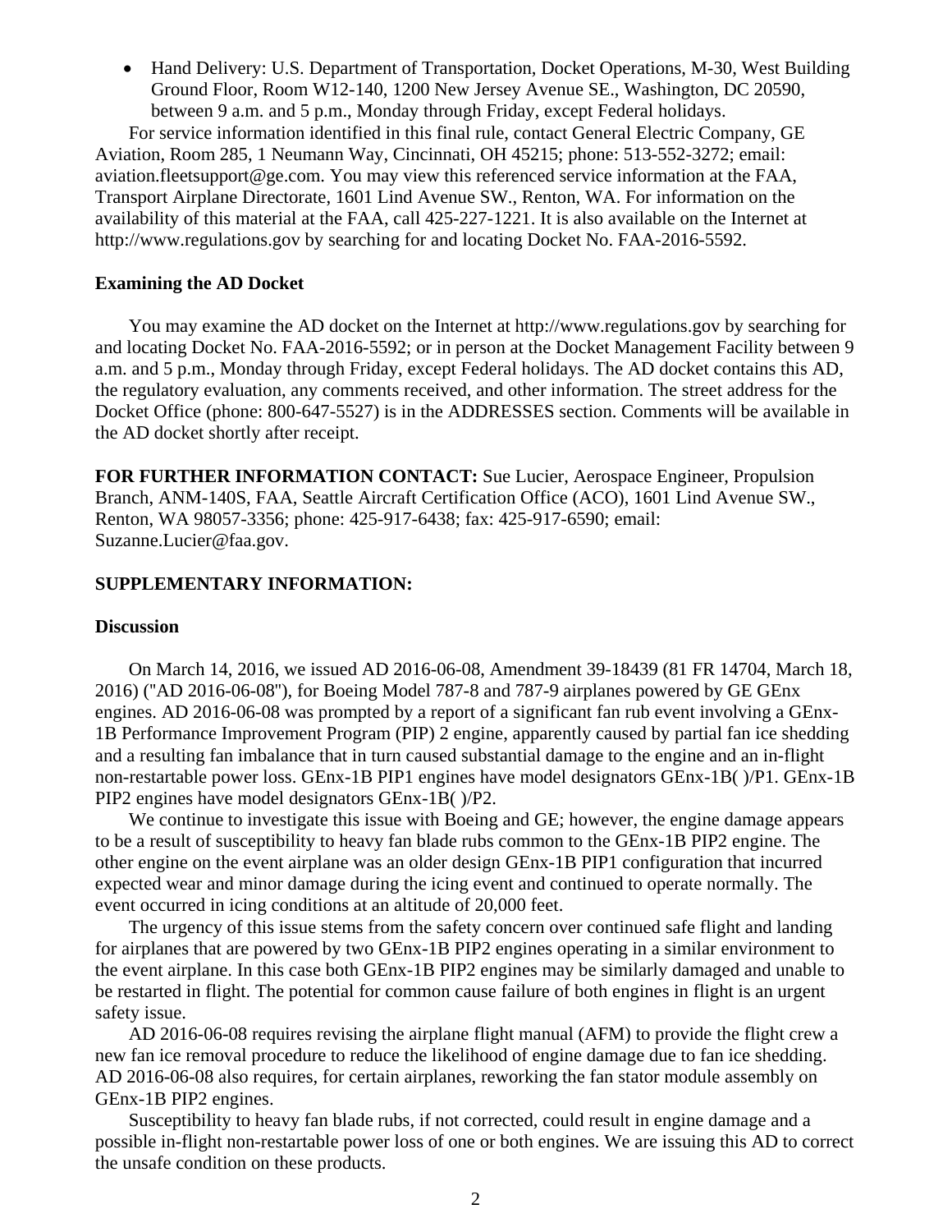- Hand Delivery: U.S. Department of Transportation, Docket Operations, M-30, West Building Ground Floor, Room W12-140, 1200 New Jersey Avenue SE., Washington, DC 20590, between 9 a.m. and 5 p.m., Monday through Friday, except Federal holidays.

For service information identified in this final rule, contact General Electric Company, GE Aviation, Room 285, 1 Neumann Way, Cincinnati, OH 45215; phone: 513-552-3272; email: aviation.fleetsupport@ge.com. You may view this referenced service information at the FAA, Transport Airplane Directorate, 1601 Lind Avenue SW., Renton, WA. For information on the availability of this material at the FAA, call 425-227-1221. It is also available on the Internet at http://www.regulations.gov by searching for and locating Docket No. FAA-2016-5592.

**Examining the AD Docket**

You may examine the AD docket on the Internet at http://www.regulations.gov by searching for and locating Docket No. FAA-2016-5592; or in person at the Docket Management Facility between 9 a.m. and 5 p.m., Monday through Friday, except Federal holidays. The AD docket contains this AD, the regulatory evaluation, any comments received, and other information. The street address for the Docket Office (phone: 800-647-5527) is in the ADDRESSES section. Comments will be available in the AD docket shortly after receipt.

**FOR FURTHER INFORMATION CONTACT:** Sue Lucier, Aerospace Engineer, Propulsion Branch, ANM-140S, FAA, Seattle Aircraft Certification Office (ACO), 1601 Lind Avenue SW., Renton, WA 98057-3356; phone: 425-917-6438; fax: 425-917-6590; email: Suzanne.Lucier@faa.gov.

**SUPPLEMENTARY INFORMATION:**

**Discussion**

On March 14, 2016, we issued AD 2016-06-08, Amendment 39-18439 (81 FR 14704, March 18, 2016) ("AD 2016-06-08"), for Boeing Model 787-8 and 787-9 airplanes powered by GE GEnx engines. AD 2016-06-08 was prompted by a report of a significant fan rub event involving a GEnx-1B Performance Improvement Program (PIP) 2 engine, apparently caused by partial fan ice shedding and a resulting fan imbalance that in turn caused substantial damage to the engine and an in-flight non-restartable power loss. GEnx-1B PIP1 engines have model designators GEnx-1B( )/P1. GEnx-1B PIP2 engines have model designators GEnx-1B( )/P2.

We continue to investigate this issue with Boeing and GE; however, the engine damage appears to be a result of susceptibility to heavy fan blade rubs common to the GEnx-1B PIP2 engine. The other engine on the event airplane was an older design GEnx-1B PIP1 configuration that incurred expected wear and minor damage during the icing event and continued to operate normally. The event occurred in icing conditions at an altitude of 20,000 feet.

The urgency of this issue stems from the safety concern over continued safe flight and landing for airplanes that are powered by two GEnx-1B PIP2 engines operating in a similar environment to the event airplane. In this case both GEnx-1B PIP2 engines may be similarly damaged and unable to be restarted in flight. The potential for common cause failure of both engines in flight is an urgent safety issue.

AD 2016-06-08 requires revising the airplane flight manual (AFM) to provide the flight crew a new fan ice removal procedure to reduce the likelihood of engine damage due to fan ice shedding. AD 2016-06-08 also requires, for certain airplanes, reworking the fan stator module assembly on GEnx-1B PIP2 engines.

Susceptibility to heavy fan blade rubs, if not corrected, could result in engine damage and a possible in-flight non-restartable power loss of one or both engines. We are issuing this AD to correct the unsafe condition on these products.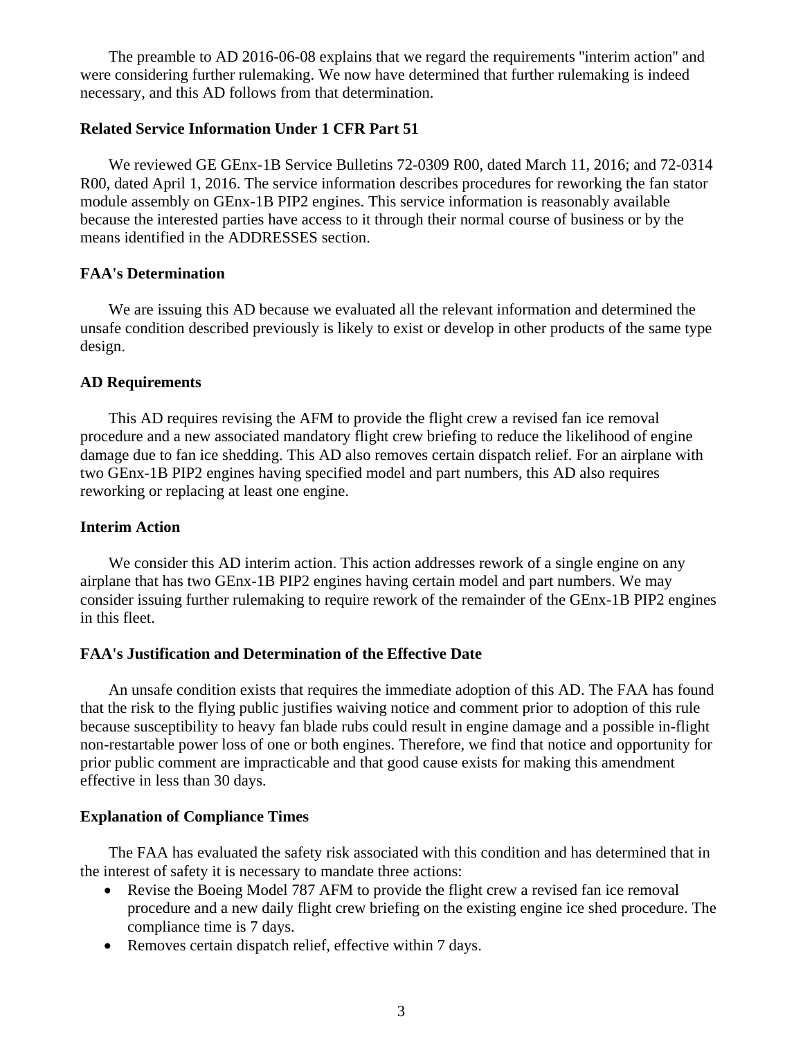The preamble to AD 2016-06-08 explains that we regard the requirements "interim action" and were considering further rulemaking. We now have determined that further rulemaking is indeed necessary, and this AD follows from that determination.

**Related Service Information Under 1 CFR Part 51**

We reviewed GE GEnx-1B Service Bulletins 72-0309 R00, dated March 11, 2016; and 72-0314 R00, dated April 1, 2016. The service information describes procedures for reworking the fan stator module assembly on GEnx-1B PIP2 engines. This service information is reasonably available because the interested parties have access to it through their normal course of business or by the means identified in the ADDRESSES section.

**FAA's Determination**

We are issuing this AD because we evaluated all the relevant information and determined the unsafe condition described previously is likely to exist or develop in other products of the same type design.

**AD Requirements**

This AD requires revising the AFM to provide the flight crew a revised fan ice removal procedure and a new associated mandatory flight crew briefing to reduce the likelihood of engine damage due to fan ice shedding. This AD also removes certain dispatch relief. For an airplane with two GEnx-1B PIP2 engines having specified model and part numbers, this AD also requires reworking or replacing at least one engine.

**Interim Action**

We consider this AD interim action. This action addresses rework of a single engine on any airplane that has two GEnx-1B PIP2 engines having certain model and part numbers. We may consider issuing further rulemaking to require rework of the remainder of the GEnx-1B PIP2 engines in this fleet.

**FAA's Justification and Determination of the Effective Date**

An unsafe condition exists that requires the immediate adoption of this AD. The FAA has found that the risk to the flying public justifies waiving notice and comment prior to adoption of this rule because susceptibility to heavy fan blade rubs could result in engine damage and a possible in-flight non-restartable power loss of one or both engines. Therefore, we find that notice and opportunity for prior public comment are impracticable and that good cause exists for making this amendment effective in less than 30 days.

**Explanation of Compliance Times**

The FAA has evaluated the safety risk associated with this condition and has determined that in the interest of safety it is necessary to mandate three actions:

- Revise the Boeing Model 787 AFM to provide the flight crew a revised fan ice removal procedure and a new daily flight crew briefing on the existing engine ice shed procedure. The compliance time is 7 days.
- Removes certain dispatch relief, effective within 7 days.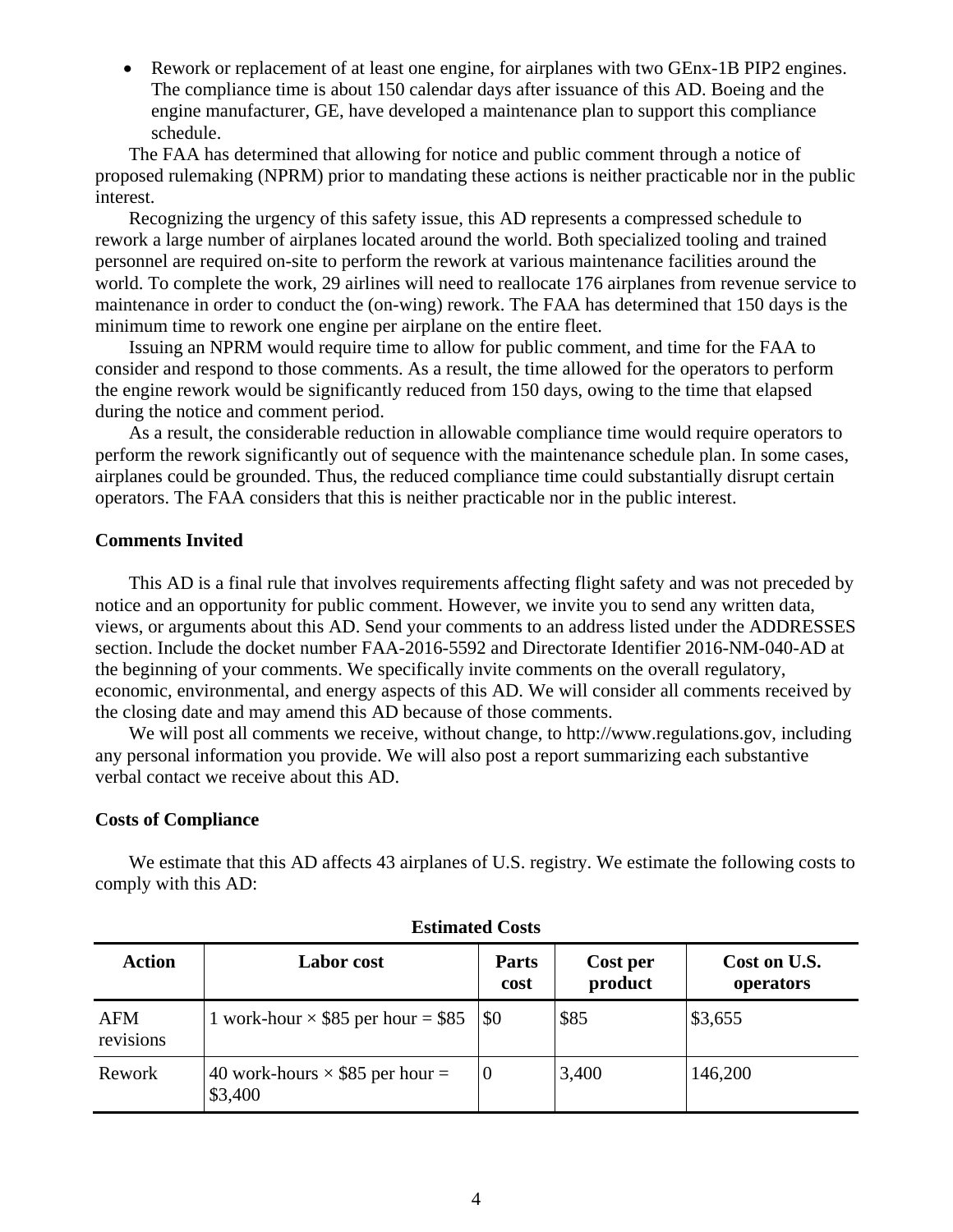- Rework or replacement of at least one engine, for airplanes with two GEnx-1B PIP2 engines. The compliance time is about 150 calendar days after issuance of this AD. Boeing and the engine manufacturer, GE, have developed a maintenance plan to support this compliance schedule.

The FAA has determined that allowing for notice and public comment through a notice of proposed rulemaking (NPRM) prior to mandating these actions is neither practicable nor in the public interest.

Recognizing the urgency of this safety issue, this AD represents a compressed schedule to rework a large number of airplanes located around the world. Both specialized tooling and trained personnel are required on-site to perform the rework at various maintenance facilities around the world. To complete the work, 29 airlines will need to reallocate 176 airplanes from revenue service to maintenance in order to conduct the (on-wing) rework. The FAA has determined that 150 days is the minimum time to rework one engine per airplane on the entire fleet.

Issuing an NPRM would require time to allow for public comment, and time for the FAA to consider and respond to those comments. As a result, the time allowed for the operators to perform the engine rework would be significantly reduced from 150 days, owing to the time that elapsed during the notice and comment period.

As a result, the considerable reduction in allowable compliance time would require operators to perform the rework significantly out of sequence with the maintenance schedule plan. In some cases, airplanes could be grounded. Thus, the reduced compliance time could substantially disrupt certain operators. The FAA considers that this is neither practicable nor in the public interest.

**Comments Invited**

This AD is a final rule that involves requirements affecting flight safety and was not preceded by notice and an opportunity for public comment. However, we invite you to send any written data, views, or arguments about this AD. Send your comments to an address listed under the ADDRESSES section. Include the docket number FAA-2016-5592 and Directorate Identifier 2016-NM-040-AD at the beginning of your comments. We specifically invite comments on the overall regulatory, economic, environmental, and energy aspects of this AD. We will consider all comments received by the closing date and may amend this AD because of those comments.

We will post all comments we receive, without change, to http://www.regulations.gov, including any personal information you provide. We will also post a report summarizing each substantive verbal contact we receive about this AD.

**Costs of Compliance**

We estimate that this AD affects 43 airplanes of U.S. registry. We estimate the following costs to comply with this AD:

**Estimated Costs**

| Action | Labor cost | Parts cost | Cost per product | Cost on U.S. operators |
|---|---|---|---|---|
| AFM revisions | 1 work-hour × $85 per hour = $85 | $0 | $85 | $3,655 |
| Rework | 40 work-hours × $85 per hour = $3,400 | 0 | 3,400 | 146,200 |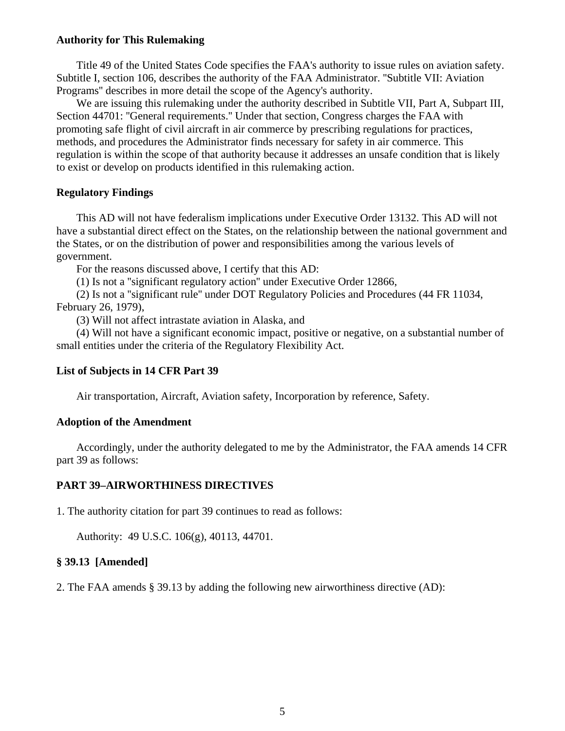**Authority for This Rulemaking**

Title 49 of the United States Code specifies the FAA's authority to issue rules on aviation safety. Subtitle I, section 106, describes the authority of the FAA Administrator. "Subtitle VII: Aviation Programs" describes in more detail the scope of the Agency's authority.

We are issuing this rulemaking under the authority described in Subtitle VII, Part A, Subpart III, Section 44701: "General requirements." Under that section, Congress charges the FAA with promoting safe flight of civil aircraft in air commerce by prescribing regulations for practices, methods, and procedures the Administrator finds necessary for safety in air commerce. This regulation is within the scope of that authority because it addresses an unsafe condition that is likely to exist or develop on products identified in this rulemaking action.

**Regulatory Findings**

This AD will not have federalism implications under Executive Order 13132. This AD will not have a substantial direct effect on the States, on the relationship between the national government and the States, or on the distribution of power and responsibilities among the various levels of government.

For the reasons discussed above, I certify that this AD:

(1) Is not a "significant regulatory action" under Executive Order 12866,

(2) Is not a "significant rule" under DOT Regulatory Policies and Procedures (44 FR 11034, February 26, 1979),

(3) Will not affect intrastate aviation in Alaska, and

(4) Will not have a significant economic impact, positive or negative, on a substantial number of small entities under the criteria of the Regulatory Flexibility Act.

**List of Subjects in 14 CFR Part 39**

Air transportation, Aircraft, Aviation safety, Incorporation by reference, Safety.

**Adoption of the Amendment**

Accordingly, under the authority delegated to me by the Administrator, the FAA amends 14 CFR part 39 as follows:

**PART 39–AIRWORTHINESS DIRECTIVES**

1. The authority citation for part 39 continues to read as follows:

Authority: 49 U.S.C. 106(g), 40113, 44701.

**§ 39.13 [Amended]**

2. The FAA amends § 39.13 by adding the following new airworthiness directive (AD):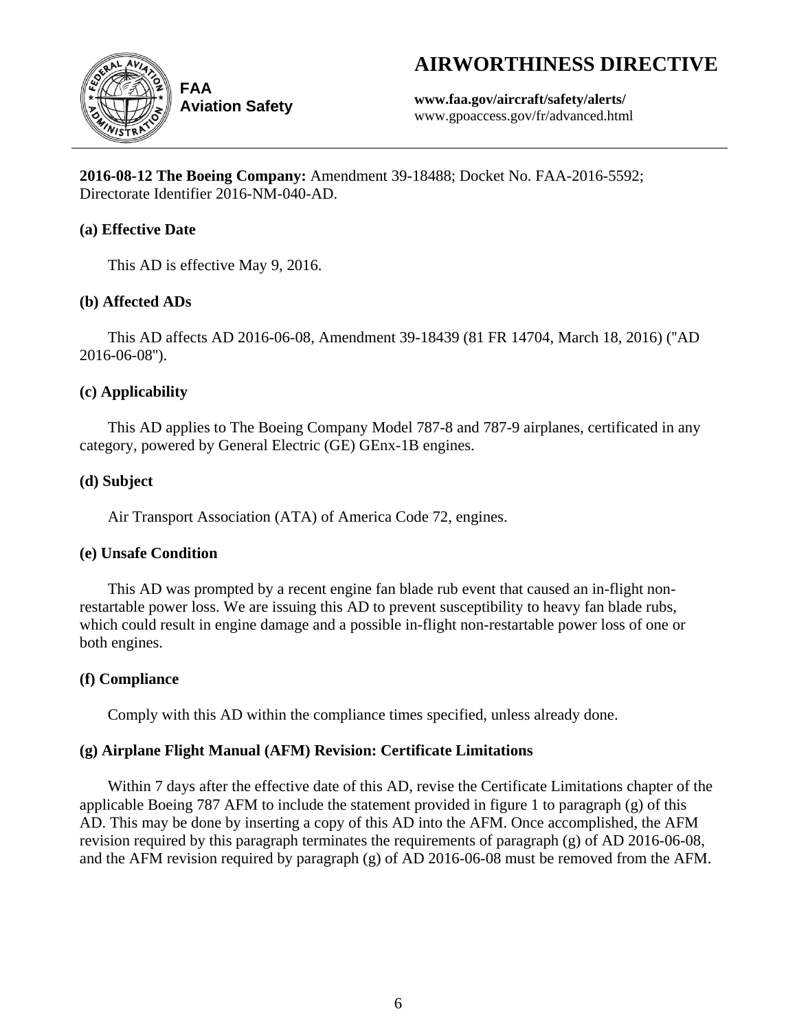# AIRWORTHINESS DIRECTIVE

**FAA Aviation Safety**

**www.faa.gov/aircraft/safety/alerts/**
www.gpoaccess.gov/fr/advanced.html

---

**2016-08-12 The Boeing Company:** Amendment 39-18488; Docket No. FAA-2016-5592; Directorate Identifier 2016-NM-040-AD.

### (a) Effective Date

This AD is effective May 9, 2016.

### (b) Affected ADs

This AD affects AD 2016-06-08, Amendment 39-18439 (81 FR 14704, March 18, 2016) ("AD 2016-06-08").

### (c) Applicability

This AD applies to The Boeing Company Model 787-8 and 787-9 airplanes, certificated in any category, powered by General Electric (GE) GEnx-1B engines.

### (d) Subject

Air Transport Association (ATA) of America Code 72, engines.

### (e) Unsafe Condition

This AD was prompted by a recent engine fan blade rub event that caused an in-flight non-restartable power loss. We are issuing this AD to prevent susceptibility to heavy fan blade rubs, which could result in engine damage and a possible in-flight non-restartable power loss of one or both engines.

### (f) Compliance

Comply with this AD within the compliance times specified, unless already done.

### (g) Airplane Flight Manual (AFM) Revision: Certificate Limitations

Within 7 days after the effective date of this AD, revise the Certificate Limitations chapter of the applicable Boeing 787 AFM to include the statement provided in figure 1 to paragraph (g) of this AD. This may be done by inserting a copy of this AD into the AFM. Once accomplished, the AFM revision required by this paragraph terminates the requirements of paragraph (g) of AD 2016-06-08, and the AFM revision required by paragraph (g) of AD 2016-06-08 must be removed from the AFM.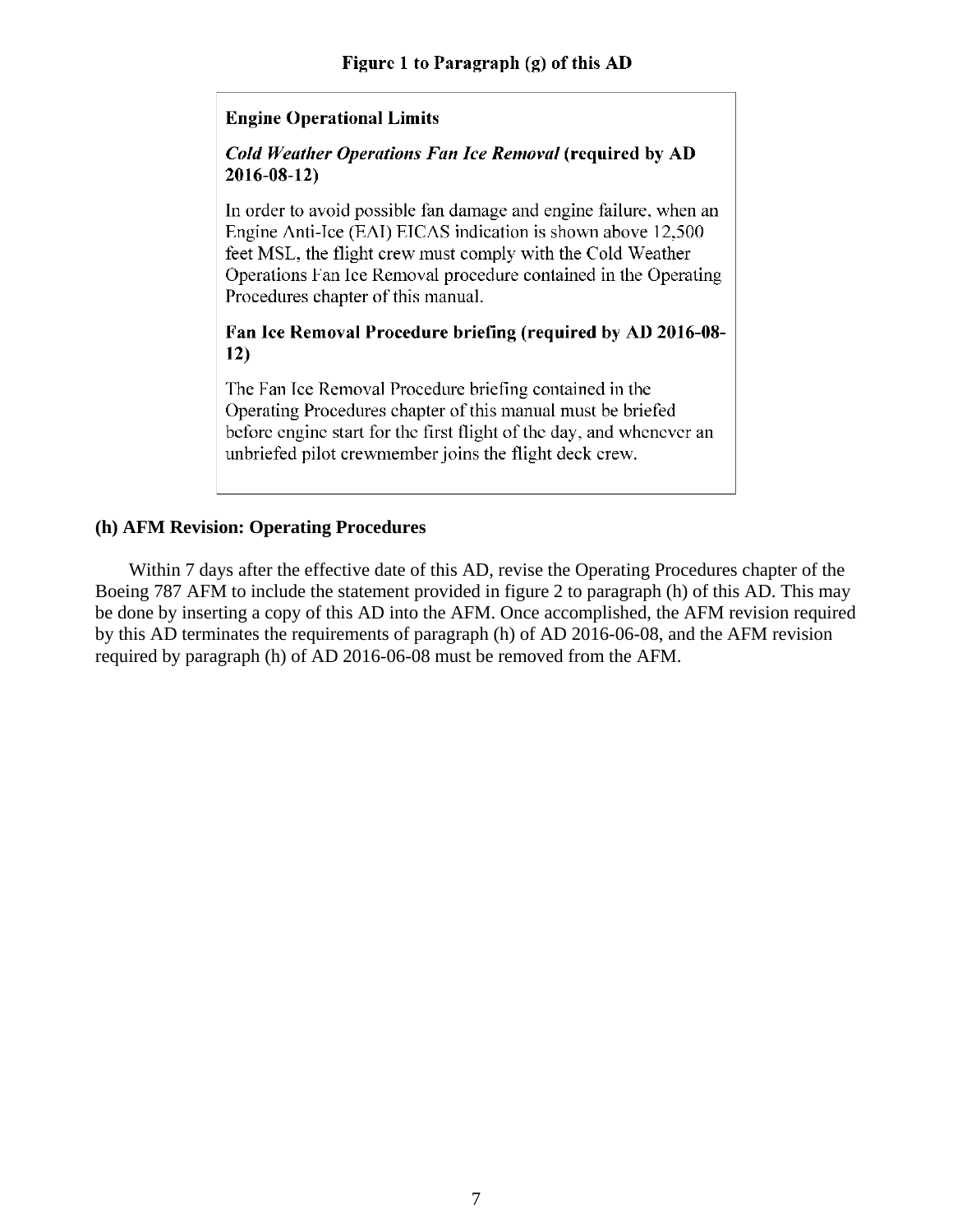**Figure 1 to Paragraph (g) of this AD**

> **Engine Operational Limits**
>
> ***Cold Weather Operations Fan Ice Removal*** **(required by AD 2016-08-12)**
>
> In order to avoid possible fan damage and engine failure, when an Engine Anti-Ice (EAI) EICAS indication is shown above 12,500 feet MSL, the flight crew must comply with the Cold Weather Operations Fan Ice Removal procedure contained in the Operating Procedures chapter of this manual.
>
> **Fan Ice Removal Procedure briefing (required by AD 2016-08-12)**
>
> The Fan Ice Removal Procedure briefing contained in the Operating Procedures chapter of this manual must be briefed before engine start for the first flight of the day, and whenever an unbriefed pilot crewmember joins the flight deck crew.

**(h) AFM Revision: Operating Procedures**

Within 7 days after the effective date of this AD, revise the Operating Procedures chapter of the Boeing 787 AFM to include the statement provided in figure 2 to paragraph (h) of this AD. This may be done by inserting a copy of this AD into the AFM. Once accomplished, the AFM revision required by this AD terminates the requirements of paragraph (h) of AD 2016-06-08, and the AFM revision required by paragraph (h) of AD 2016-06-08 must be removed from the AFM.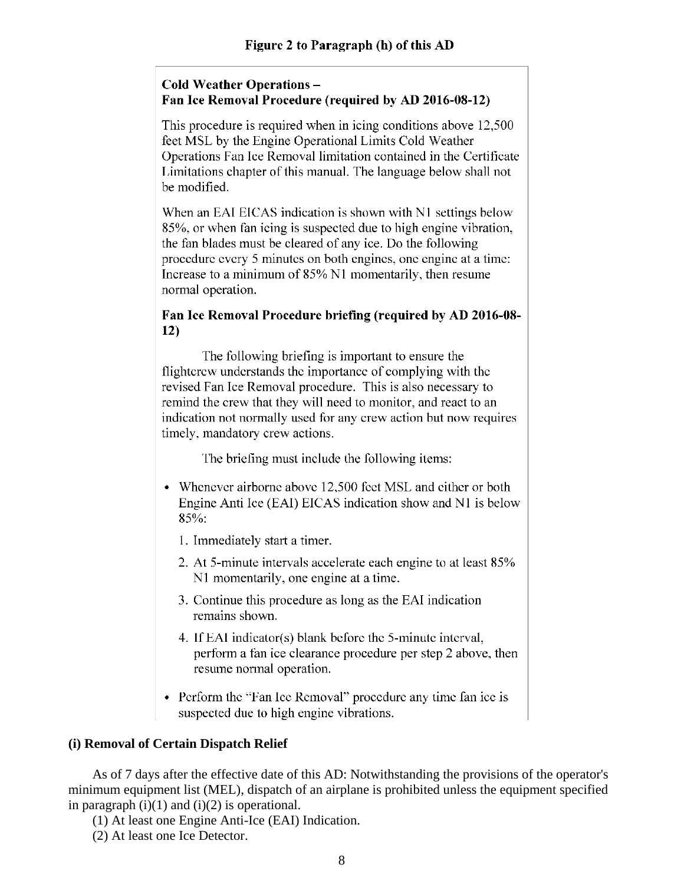**Figure 2 to Paragraph (h) of this AD**

**Cold Weather Operations –**
**Fan Ice Removal Procedure (required by AD 2016-08-12)**

This procedure is required when in icing conditions above 12,500 feet MSL by the Engine Operational Limits Cold Weather Operations Fan Ice Removal limitation contained in the Certificate Limitations chapter of this manual. The language below shall not be modified.

When an EAI EICAS indication is shown with N1 settings below 85%, or when fan icing is suspected due to high engine vibration, the fan blades must be cleared of any ice. Do the following procedure every 5 minutes on both engines, one engine at a time: Increase to a minimum of 85% N1 momentarily, then resume normal operation.

**Fan Ice Removal Procedure briefing (required by AD 2016-08-12)**

The following briefing is important to ensure the flightcrew understands the importance of complying with the revised Fan Ice Removal procedure. This is also necessary to remind the crew that they will need to monitor, and react to an indication not normally used for any crew action but now requires timely, mandatory crew actions.

The briefing must include the following items:

- Whenever airborne above 12,500 feet MSL and either or both Engine Anti Ice (EAI) EICAS indication show and N1 is below 85%:
  1. Immediately start a timer.
  2. At 5-minute intervals accelerate each engine to at least 85% N1 momentarily, one engine at a time.
  3. Continue this procedure as long as the EAI indication remains shown.
  4. If EAI indicator(s) blank before the 5-minute interval, perform a fan ice clearance procedure per step 2 above, then resume normal operation.
- Perform the "Fan Ice Removal" procedure any time fan ice is suspected due to high engine vibrations.

**(i) Removal of Certain Dispatch Relief**

As of 7 days after the effective date of this AD: Notwithstanding the provisions of the operator's minimum equipment list (MEL), dispatch of an airplane is prohibited unless the equipment specified in paragraph (i)(1) and (i)(2) is operational.

(1) At least one Engine Anti-Ice (EAI) Indication.

(2) At least one Ice Detector.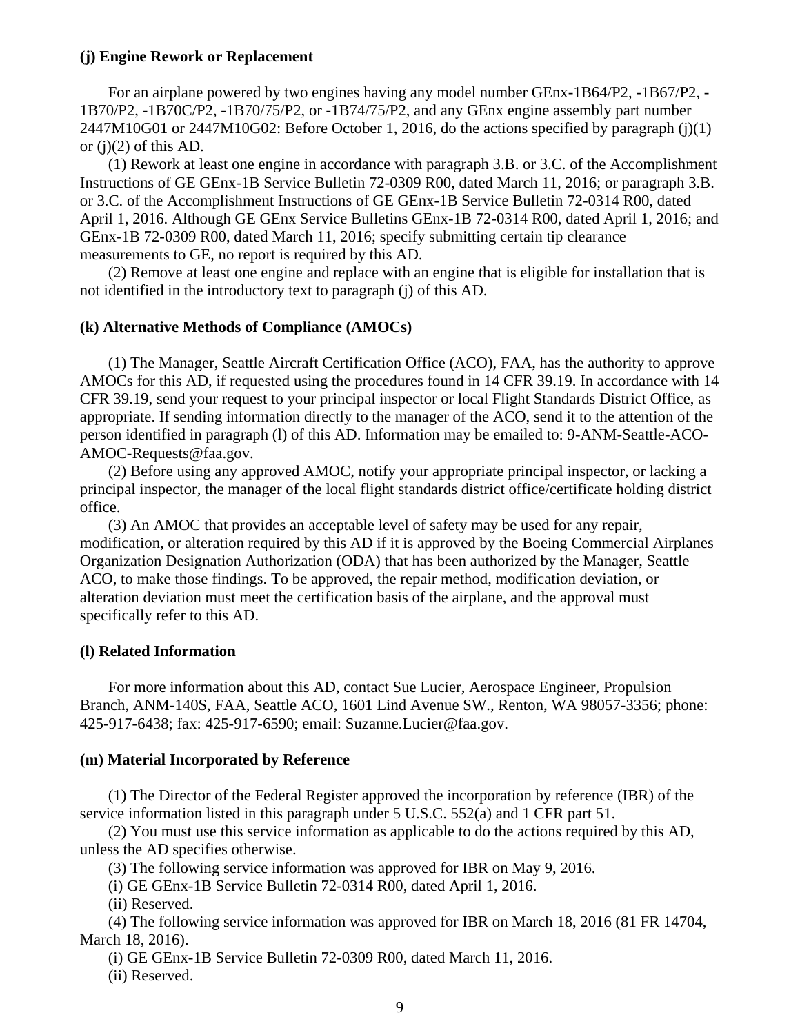**(j) Engine Rework or Replacement**

For an airplane powered by two engines having any model number GEnx-1B64/P2, -1B67/P2, -1B70/P2, -1B70C/P2, -1B70/75/P2, or -1B74/75/P2, and any GEnx engine assembly part number 2447M10G01 or 2447M10G02: Before October 1, 2016, do the actions specified by paragraph (j)(1) or (j)(2) of this AD.

(1) Rework at least one engine in accordance with paragraph 3.B. or 3.C. of the Accomplishment Instructions of GE GEnx-1B Service Bulletin 72-0309 R00, dated March 11, 2016; or paragraph 3.B. or 3.C. of the Accomplishment Instructions of GE GEnx-1B Service Bulletin 72-0314 R00, dated April 1, 2016. Although GE GEnx Service Bulletins GEnx-1B 72-0314 R00, dated April 1, 2016; and GEnx-1B 72-0309 R00, dated March 11, 2016; specify submitting certain tip clearance measurements to GE, no report is required by this AD.

(2) Remove at least one engine and replace with an engine that is eligible for installation that is not identified in the introductory text to paragraph (j) of this AD.

**(k) Alternative Methods of Compliance (AMOCs)**

(1) The Manager, Seattle Aircraft Certification Office (ACO), FAA, has the authority to approve AMOCs for this AD, if requested using the procedures found in 14 CFR 39.19. In accordance with 14 CFR 39.19, send your request to your principal inspector or local Flight Standards District Office, as appropriate. If sending information directly to the manager of the ACO, send it to the attention of the person identified in paragraph (l) of this AD. Information may be emailed to: 9-ANM-Seattle-ACO-AMOC-Requests@faa.gov.

(2) Before using any approved AMOC, notify your appropriate principal inspector, or lacking a principal inspector, the manager of the local flight standards district office/certificate holding district office.

(3) An AMOC that provides an acceptable level of safety may be used for any repair, modification, or alteration required by this AD if it is approved by the Boeing Commercial Airplanes Organization Designation Authorization (ODA) that has been authorized by the Manager, Seattle ACO, to make those findings. To be approved, the repair method, modification deviation, or alteration deviation must meet the certification basis of the airplane, and the approval must specifically refer to this AD.

**(l) Related Information**

For more information about this AD, contact Sue Lucier, Aerospace Engineer, Propulsion Branch, ANM-140S, FAA, Seattle ACO, 1601 Lind Avenue SW., Renton, WA 98057-3356; phone: 425-917-6438; fax: 425-917-6590; email: Suzanne.Lucier@faa.gov.

**(m) Material Incorporated by Reference**

(1) The Director of the Federal Register approved the incorporation by reference (IBR) of the service information listed in this paragraph under 5 U.S.C. 552(a) and 1 CFR part 51.

(2) You must use this service information as applicable to do the actions required by this AD, unless the AD specifies otherwise.

(3) The following service information was approved for IBR on May 9, 2016.

(i) GE GEnx-1B Service Bulletin 72-0314 R00, dated April 1, 2016.

(ii) Reserved.

(4) The following service information was approved for IBR on March 18, 2016 (81 FR 14704, March 18, 2016).

(i) GE GEnx-1B Service Bulletin 72-0309 R00, dated March 11, 2016.

(ii) Reserved.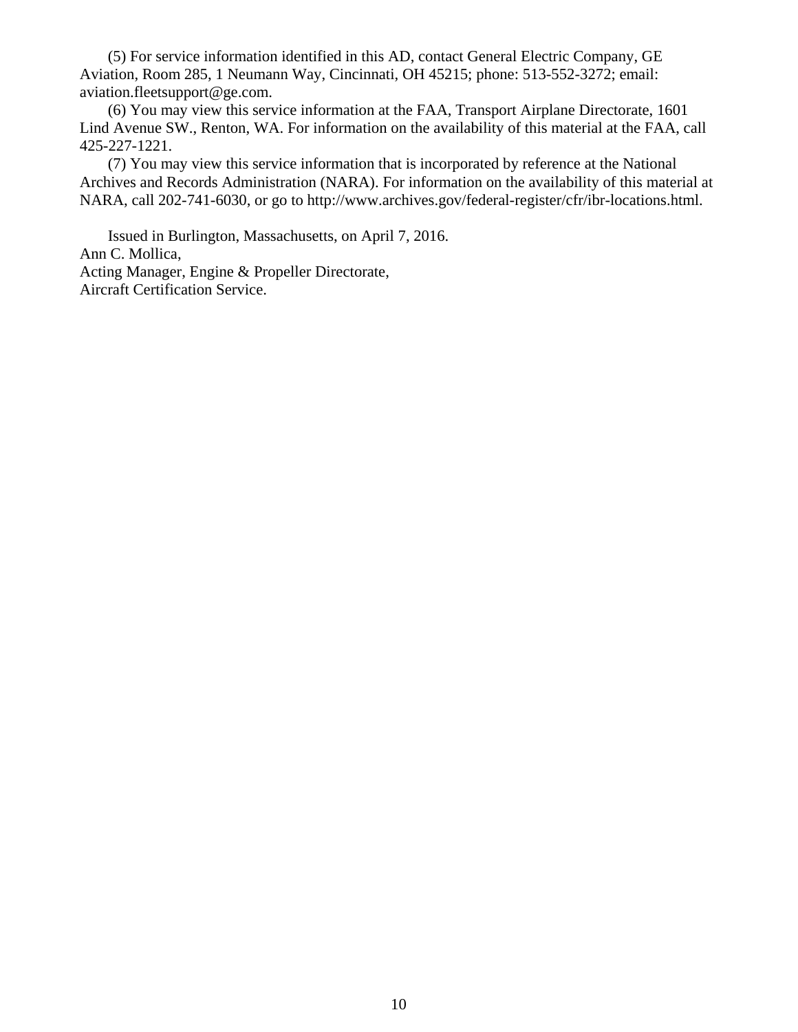(5) For service information identified in this AD, contact General Electric Company, GE Aviation, Room 285, 1 Neumann Way, Cincinnati, OH 45215; phone: 513-552-3272; email: aviation.fleetsupport@ge.com.

(6) You may view this service information at the FAA, Transport Airplane Directorate, 1601 Lind Avenue SW., Renton, WA. For information on the availability of this material at the FAA, call 425-227-1221.

(7) You may view this service information that is incorporated by reference at the National Archives and Records Administration (NARA). For information on the availability of this material at NARA, call 202-741-6030, or go to http://www.archives.gov/federal-register/cfr/ibr-locations.html.

Issued in Burlington, Massachusetts, on April 7, 2016.

Ann C. Mollica,

Acting Manager, Engine & Propeller Directorate,

Aircraft Certification Service.